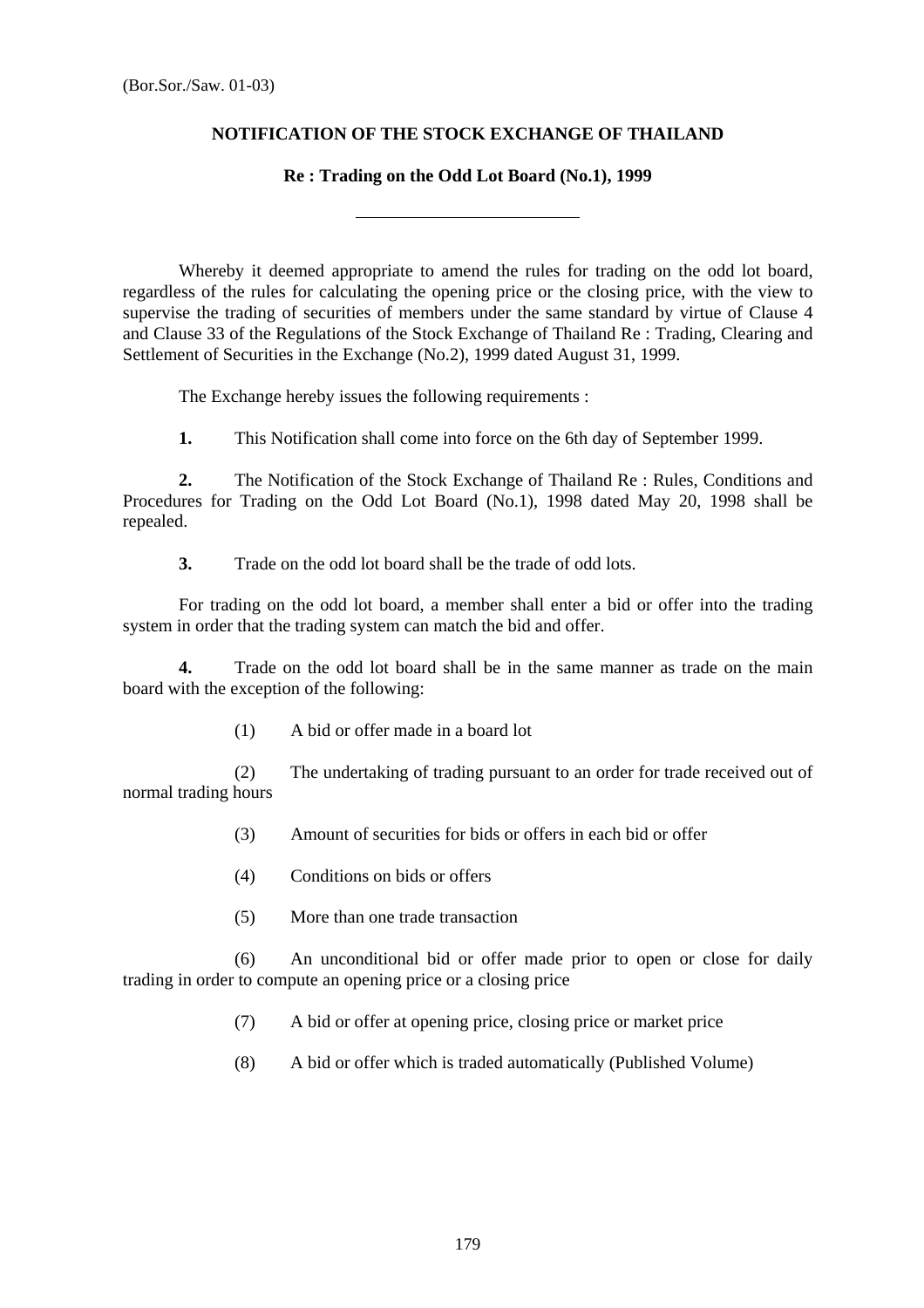(Bor.Sor./Saw. 01-03)

# NOTIFICATION OF THE STOCK EXCHANGE OF THAILAND

## Re : Trading on the Odd Lot Board (No.1), 1999

---

Whereby it deemed appropriate to amend the rules for trading on the odd lot board, regardless of the rules for calculating the opening price or the closing price, with the view to supervise the trading of securities of members under the same standard by virtue of Clause 4 and Clause 33 of the Regulations of the Stock Exchange of Thailand Re : Trading, Clearing and Settlement of Securities in the Exchange (No.2), 1999 dated August 31, 1999.

The Exchange hereby issues the following requirements :

**1.** This Notification shall come into force on the 6th day of September 1999.

**2.** The Notification of the Stock Exchange of Thailand Re : Rules, Conditions and Procedures for Trading on the Odd Lot Board (No.1), 1998 dated May 20, 1998 shall be repealed.

**3.** Trade on the odd lot board shall be the trade of odd lots.

For trading on the odd lot board, a member shall enter a bid or offer into the trading system in order that the trading system can match the bid and offer.

**4.** Trade on the odd lot board shall be in the same manner as trade on the main board with the exception of the following:

(1) A bid or offer made in a board lot

(2) The undertaking of trading pursuant to an order for trade received out of normal trading hours

(3) Amount of securities for bids or offers in each bid or offer

(4) Conditions on bids or offers

(5) More than one trade transaction

(6) An unconditional bid or offer made prior to open or close for daily trading in order to compute an opening price or a closing price

(7) A bid or offer at opening price, closing price or market price

(8) A bid or offer which is traded automatically (Published Volume)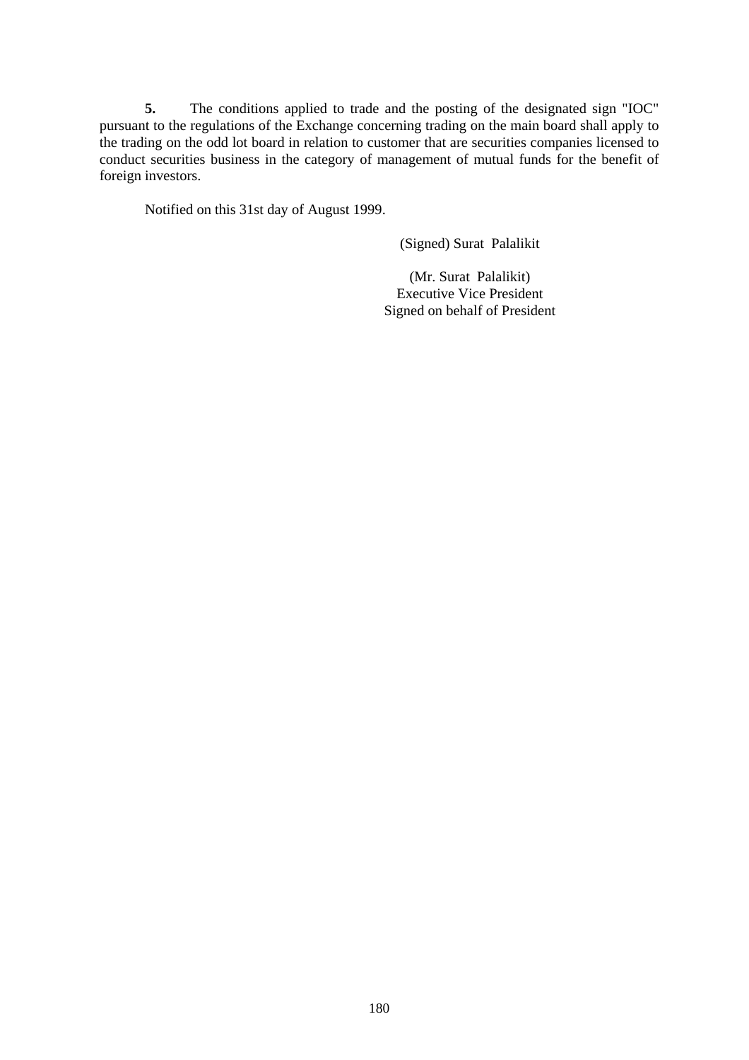**5.** The conditions applied to trade and the posting of the designated sign "IOC" pursuant to the regulations of the Exchange concerning trading on the main board shall apply to the trading on the odd lot board in relation to customer that are securities companies licensed to conduct securities business in the category of management of mutual funds for the benefit of foreign investors.

Notified on this 31st day of August 1999.

(Signed) Surat Palalikit

(Mr. Surat Palalikit)
Executive Vice President
Signed on behalf of President